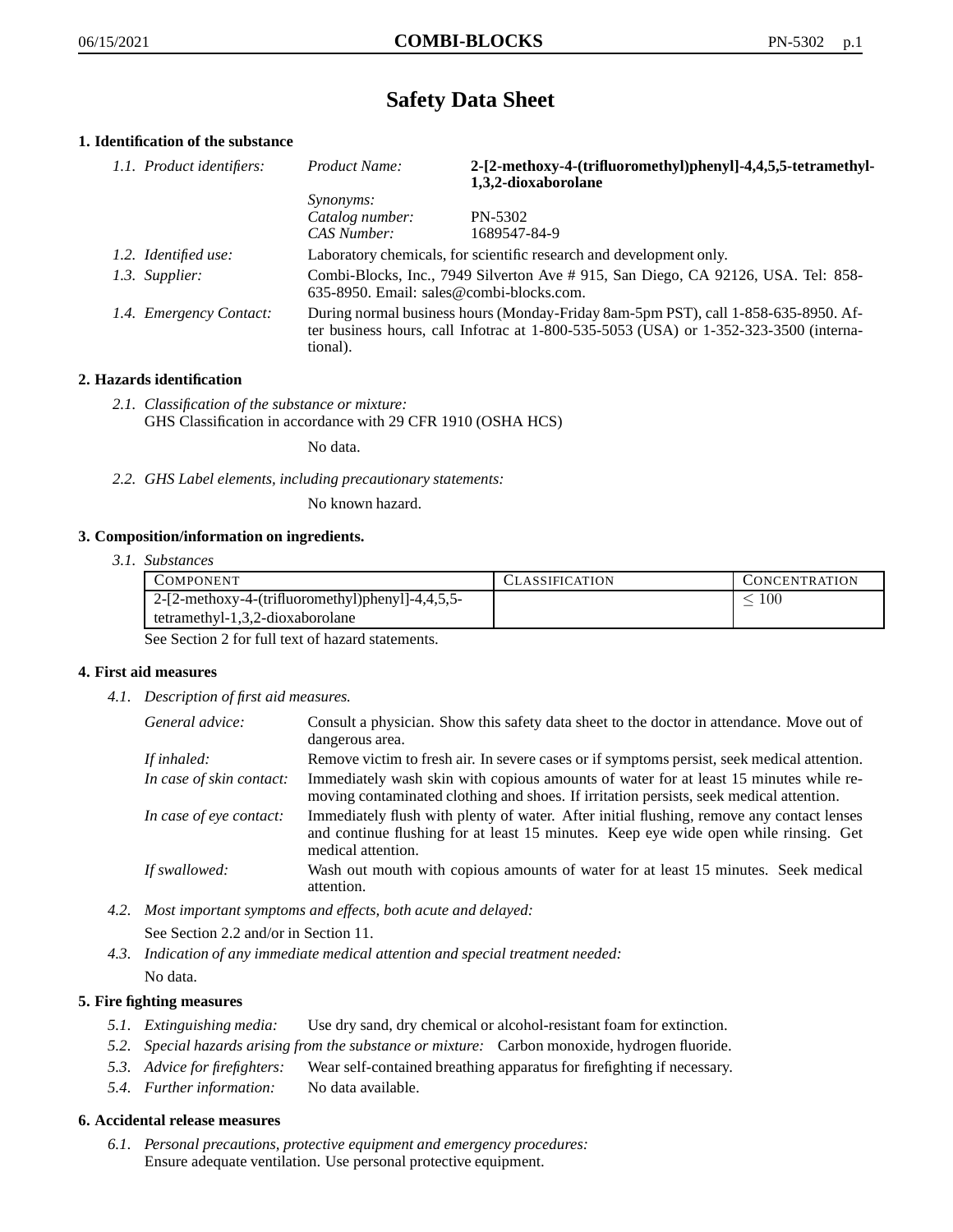# Safety Data Sheet

## 1. Identification of the substance

*1.1. Product identifiers:*

| | |
|---|---|
| *Product Name:* | **2-[2-methoxy-4-(trifluoromethyl)phenyl]-4,4,5,5-tetramethyl-1,3,2-dioxaborolane** |
| *Synonyms:* | |
| *Catalog number:* | PN-5302 |
| *CAS Number:* | 1689547-84-9 |

*1.2. Identified use:* Laboratory chemicals, for scientific research and development only.

*1.3. Supplier:* Combi-Blocks, Inc., 7949 Silverton Ave # 915, San Diego, CA 92126, USA. Tel: 858-635-8950. Email: sales@combi-blocks.com.

*1.4. Emergency Contact:* During normal business hours (Monday-Friday 8am-5pm PST), call 1-858-635-8950. After business hours, call Infotrac at 1-800-535-5053 (USA) or 1-352-323-3500 (international).

## 2. Hazards identification

*2.1. Classification of the substance or mixture:*
GHS Classification in accordance with 29 CFR 1910 (OSHA HCS)

No data.

*2.2. GHS Label elements, including precautionary statements:*

No known hazard.

## 3. Composition/information on ingredients.

*3.1. Substances*

| Component | Classification | Concentration |
|---|---|---|
| 2-[2-methoxy-4-(trifluoromethyl)phenyl]-4,4,5,5-tetramethyl-1,3,2-dioxaborolane | | $\leq 100$ |

See Section 2 for full text of hazard statements.

## 4. First aid measures

*4.1. Description of first aid measures.*

*General advice:* Consult a physician. Show this safety data sheet to the doctor in attendance. Move out of dangerous area.

*If inhaled:* Remove victim to fresh air. In severe cases or if symptoms persist, seek medical attention.

*In case of skin contact:* Immediately wash skin with copious amounts of water for at least 15 minutes while removing contaminated clothing and shoes. If irritation persists, seek medical attention.

*In case of eye contact:* Immediately flush with plenty of water. After initial flushing, remove any contact lenses and continue flushing for at least 15 minutes. Keep eye wide open while rinsing. Get medical attention.

*If swallowed:* Wash out mouth with copious amounts of water for at least 15 minutes. Seek medical attention.

*4.2. Most important symptoms and effects, both acute and delayed:*

See Section 2.2 and/or in Section 11.

*4.3. Indication of any immediate medical attention and special treatment needed:*

No data.

## 5. Fire fighting measures

*5.1. Extinguishing media:* Use dry sand, dry chemical or alcohol-resistant foam for extinction.

*5.2. Special hazards arising from the substance or mixture:* Carbon monoxide, hydrogen fluoride.

*5.3. Advice for firefighters:* Wear self-contained breathing apparatus for firefighting if necessary.

*5.4. Further information:* No data available.

## 6. Accidental release measures

*6.1. Personal precautions, protective equipment and emergency procedures:*
Ensure adequate ventilation. Use personal protective equipment.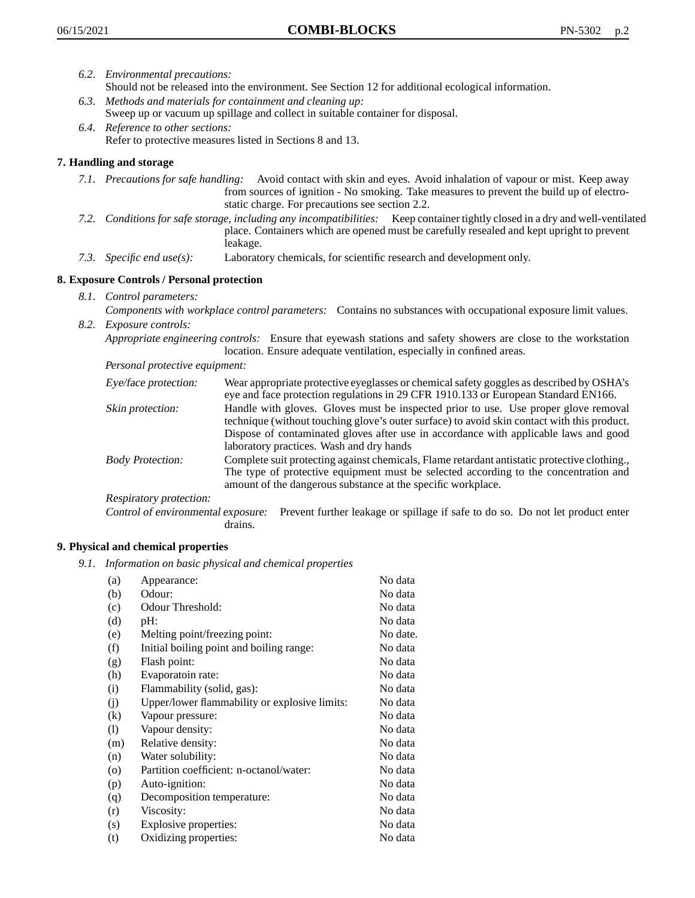*6.2. Environmental precautions:*
Should not be released into the environment. See Section 12 for additional ecological information.

*6.3. Methods and materials for containment and cleaning up:*
Sweep up or vacuum up spillage and collect in suitable container for disposal.

*6.4. Reference to other sections:*
Refer to protective measures listed in Sections 8 and 13.

## 7. Handling and storage

*7.1. Precautions for safe handling:* Avoid contact with skin and eyes. Avoid inhalation of vapour or mist. Keep away from sources of ignition - No smoking. Take measures to prevent the build up of electrostatic charge. For precautions see section 2.2.

*7.2. Conditions for safe storage, including any incompatibilities:* Keep container tightly closed in a dry and well-ventilated place. Containers which are opened must be carefully resealed and kept upright to prevent leakage.

*7.3. Specific end use(s):* Laboratory chemicals, for scientific research and development only.

## 8. Exposure Controls / Personal protection

*8.1. Control parameters:*
*Components with workplace control parameters:* Contains no substances with occupational exposure limit values.

*8.2. Exposure controls:*
*Appropriate engineering controls:* Ensure that eyewash stations and safety showers are close to the workstation location. Ensure adequate ventilation, especially in confined areas.

*Personal protective equipment:*

*Eye/face protection:* Wear appropriate protective eyeglasses or chemical safety goggles as described by OSHA's eye and face protection regulations in 29 CFR 1910.133 or European Standard EN166.

*Skin protection:* Handle with gloves. Gloves must be inspected prior to use. Use proper glove removal technique (without touching glove's outer surface) to avoid skin contact with this product. Dispose of contaminated gloves after use in accordance with applicable laws and good laboratory practices. Wash and dry hands

*Body Protection:* Complete suit protecting against chemicals, Flame retardant antistatic protective clothing., The type of protective equipment must be selected according to the concentration and amount of the dangerous substance at the specific workplace.

*Respiratory protection:*

*Control of environmental exposure:* Prevent further leakage or spillage if safe to do so. Do not let product enter drains.

## 9. Physical and chemical properties

*9.1. Information on basic physical and chemical properties*

| | | |
|---|---|---|
| (a) | Appearance: | No data |
| (b) | Odour: | No data |
| (c) | Odour Threshold: | No data |
| (d) | pH: | No data |
| (e) | Melting point/freezing point: | No date. |
| (f) | Initial boiling point and boiling range: | No data |
| (g) | Flash point: | No data |
| (h) | Evaporatoin rate: | No data |
| (i) | Flammability (solid, gas): | No data |
| (j) | Upper/lower flammability or explosive limits: | No data |
| (k) | Vapour pressure: | No data |
| (l) | Vapour density: | No data |
| (m) | Relative density: | No data |
| (n) | Water solubility: | No data |
| (o) | Partition coefficient: n-octanol/water: | No data |
| (p) | Auto-ignition: | No data |
| (q) | Decomposition temperature: | No data |
| (r) | Viscosity: | No data |
| (s) | Explosive properties: | No data |
| (t) | Oxidizing properties: | No data |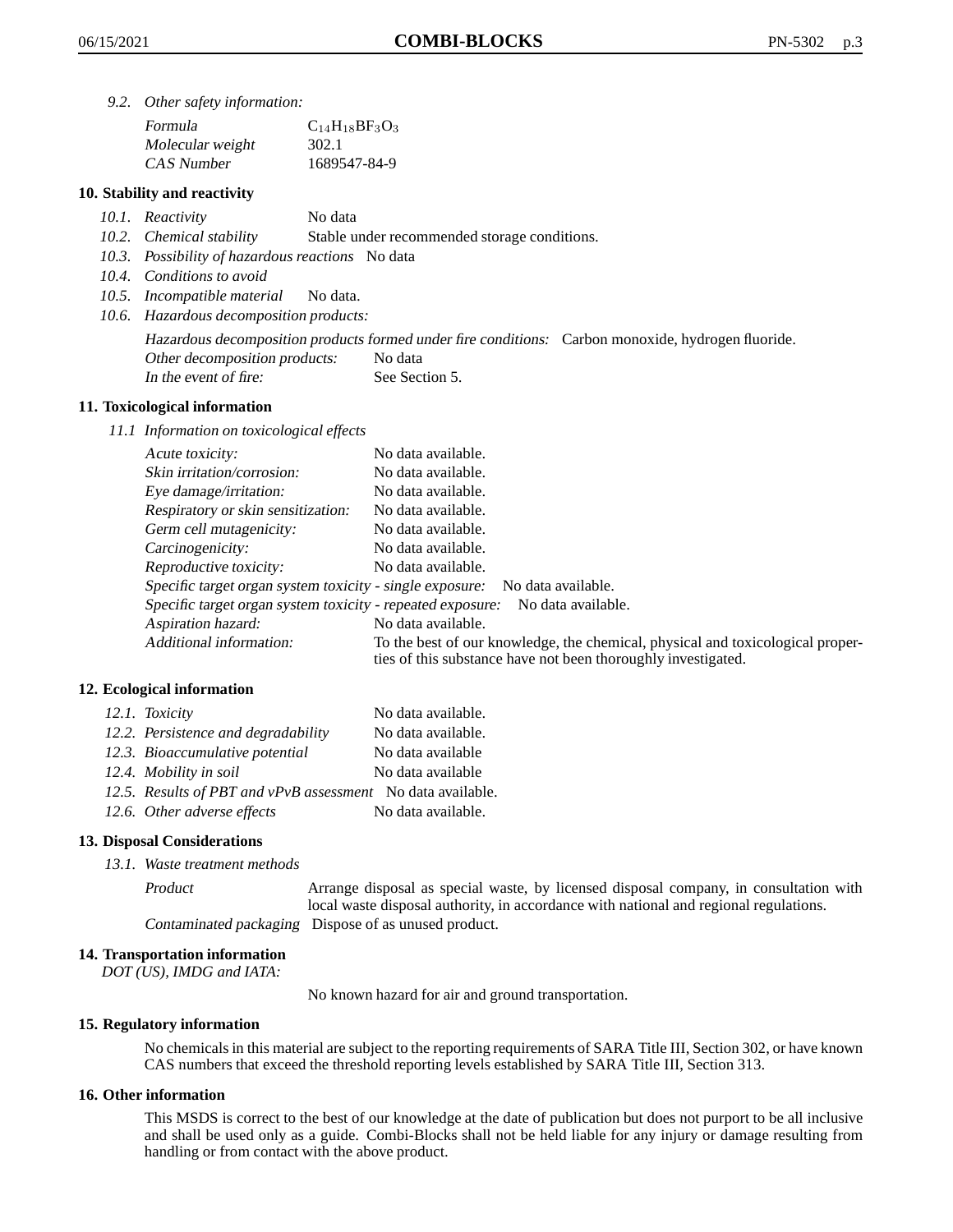*9.2. Other safety information:*

| | |
|---|---|
| *Formula* | $C_{14}H_{18}BF_3O_3$ |
| *Molecular weight* | 302.1 |
| *CAS Number* | 1689547-84-9 |

## 10. Stability and reactivity

*10.1. Reactivity* No data

*10.2. Chemical stability* Stable under recommended storage conditions.

*10.3. Possibility of hazardous reactions* No data

*10.4. Conditions to avoid*

*10.5. Incompatible material* No data.

*10.6. Hazardous decomposition products:*

*Hazardous decomposition products formed under fire conditions:* Carbon monoxide, hydrogen fluoride.

*Other decomposition products:* No data

*In the event of fire:* See Section 5.

## 11. Toxicological information

*11.1 Information on toxicological effects*

| | |
|---|---|
| *Acute toxicity:* | No data available. |
| *Skin irritation/corrosion:* | No data available. |
| *Eye damage/irritation:* | No data available. |
| *Respiratory or skin sensitization:* | No data available. |
| *Germ cell mutagenicity:* | No data available. |
| *Carcinogenicity:* | No data available. |
| *Reproductive toxicity:* | No data available. |
| *Specific target organ system toxicity - single exposure:* | No data available. |
| *Specific target organ system toxicity - repeated exposure:* | No data available. |
| *Aspiration hazard:* | No data available. |
| *Additional information:* | To the best of our knowledge, the chemical, physical and toxicological properties of this substance have not been thoroughly investigated. |

## 12. Ecological information

| | |
|---|---|
| *12.1. Toxicity* | No data available. |
| *12.2. Persistence and degradability* | No data available. |
| *12.3. Bioaccumulative potential* | No data available |
| *12.4. Mobility in soil* | No data available |
| *12.5. Results of PBT and vPvB assessment* | No data available. |
| *12.6. Other adverse effects* | No data available. |

## 13. Disposal Considerations

*13.1. Waste treatment methods*

*Product* Arrange disposal as special waste, by licensed disposal company, in consultation with local waste disposal authority, in accordance with national and regional regulations.

*Contaminated packaging* Dispose of as unused product.

## 14. Transportation information

*DOT (US), IMDG and IATA:*

No known hazard for air and ground transportation.

## 15. Regulatory information

No chemicals in this material are subject to the reporting requirements of SARA Title III, Section 302, or have known CAS numbers that exceed the threshold reporting levels established by SARA Title III, Section 313.

## 16. Other information

This MSDS is correct to the best of our knowledge at the date of publication but does not purport to be all inclusive and shall be used only as a guide. Combi-Blocks shall not be held liable for any injury or damage resulting from handling or from contact with the above product.